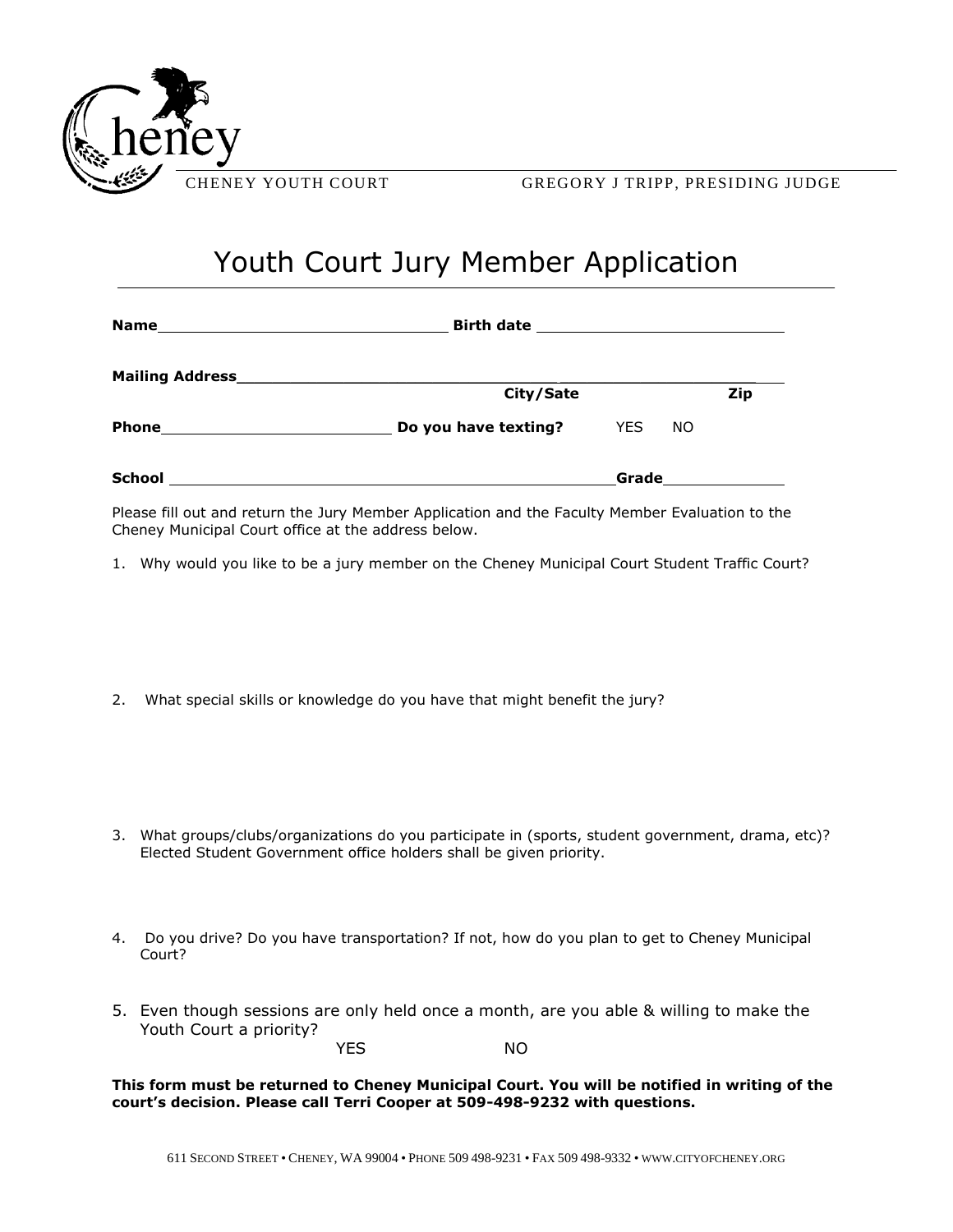CHENEY YOUTH COURT GREGORY J TRIPP, PRESIDING JUDGE

# Youth Court Jury Member Application

**Name**\_\_\_\_\_\_\_\_\_\_\_\_\_\_\_\_\_\_\_\_\_\_\_\_\_\_\_\_\_\_ **Birth date** \_\_\_\_\_\_\_\_\_\_\_\_\_\_\_\_\_\_\_\_\_\_\_\_\_\_

**Mailing Address**\_\_\_\_\_\_\_\_\_\_\_\_\_\_\_\_\_\_\_\_\_\_\_\_\_\_\_\_\_\_\_\_\_\_\_\_\_\_\_\_\_\_\_\_\_\_\_\_\_\_\_\_\_\_

**City/Sate** **Zip**

**Phone**\_\_\_\_\_\_\_\_\_\_\_\_\_\_\_\_\_\_\_\_\_\_\_\_ **Do you have texting?** YES NO

**School** \_\_\_\_\_\_\_\_\_\_\_\_\_\_\_\_\_\_\_\_\_\_\_\_\_\_\_\_\_\_\_\_\_\_\_\_\_\_\_\_\_\_\_\_\_\_**Grade**\_\_\_\_\_\_\_\_\_\_\_\_

Please fill out and return the Jury Member Application and the Faculty Member Evaluation to the Cheney Municipal Court office at the address below.

1. Why would you like to be a jury member on the Cheney Municipal Court Student Traffic Court?

2. What special skills or knowledge do you have that might benefit the jury?

3. What groups/clubs/organizations do you participate in (sports, student government, drama, etc)? Elected Student Government office holders shall be given priority.

4. Do you drive? Do you have transportation? If not, how do you plan to get to Cheney Municipal Court?

5. Even though sessions are only held once a month, are you able & willing to make the Youth Court a priority?

   YES NO

**This form must be returned to Cheney Municipal Court. You will be notified in writing of the court's decision. Please call Terri Cooper at 509-498-9232 with questions.**

611 SECOND STREET • CHENEY, WA 99004 • PHONE 509 498-9231 • FAX 509 498-9332 • WWW.CITYOFCHENEY.ORG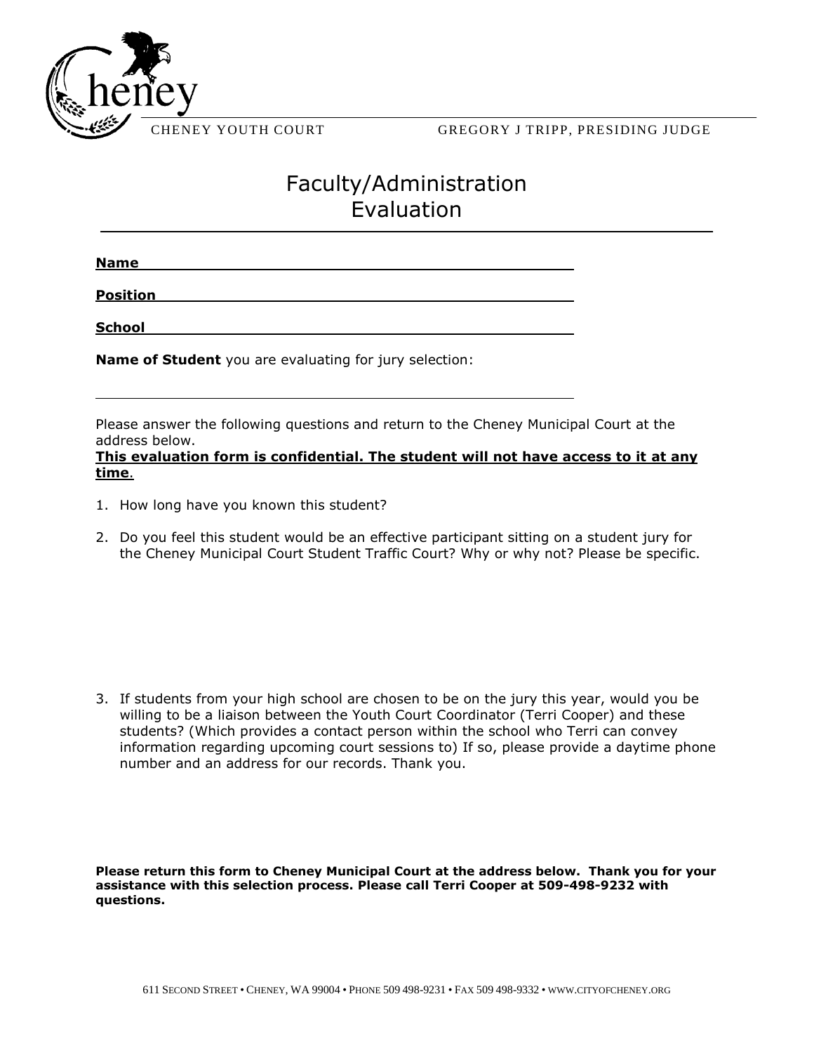CHENEY YOUTH COURT GREGORY J TRIPP, PRESIDING JUDGE

# Faculty/Administration Evaluation

**Name** \_\_\_\_\_\_\_\_\_\_\_\_\_\_\_\_\_\_\_\_\_\_\_\_\_\_\_\_\_\_\_\_\_\_\_\_\_\_\_\_\_\_\_\_

**Position** \_\_\_\_\_\_\_\_\_\_\_\_\_\_\_\_\_\_\_\_\_\_\_\_\_\_\_\_\_\_\_\_\_\_\_\_\_\_\_\_\_\_\_\_

**School** \_\_\_\_\_\_\_\_\_\_\_\_\_\_\_\_\_\_\_\_\_\_\_\_\_\_\_\_\_\_\_\_\_\_\_\_\_\_\_\_\_\_\_\_

**Name of Student** you are evaluating for jury selection:

\_\_\_\_\_\_\_\_\_\_\_\_\_\_\_\_\_\_\_\_\_\_\_\_\_\_\_\_\_\_\_\_\_\_\_\_\_\_\_\_\_\_\_\_\_\_\_\_\_\_

Please answer the following questions and return to the Cheney Municipal Court at the address below.

**<u>This evaluation form is confidential. The student will not have access to it at any time</u>.**

1. How long have you known this student?
2. Do you feel this student would be an effective participant sitting on a student jury for the Cheney Municipal Court Student Traffic Court? Why or why not? Please be specific.
3. If students from your high school are chosen to be on the jury this year, would you be willing to be a liaison between the Youth Court Coordinator (Terri Cooper) and these students? (Which provides a contact person within the school who Terri can convey information regarding upcoming court sessions to) If so, please provide a daytime phone number and an address for our records. Thank you.

**Please return this form to Cheney Municipal Court at the address below. Thank you for your assistance with this selection process. Please call Terri Cooper at 509-498-9232 with questions.**

611 SECOND STREET • CHENEY, WA 99004 • PHONE 509 498-9231 • FAX 509 498-9332 • WWW.CITYOFCHENEY.ORG